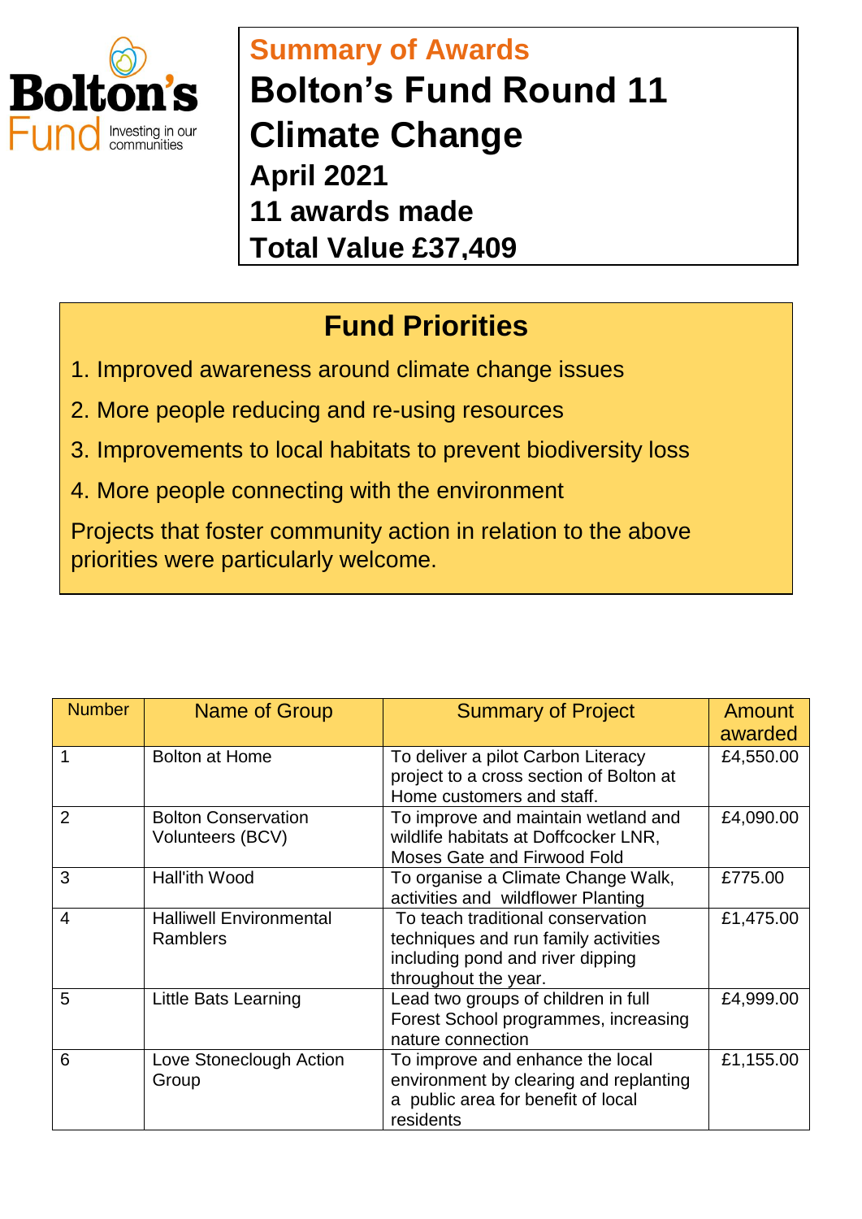Bolton's Fund
Investing in our communities

## Summary of Awards

# Bolton's Fund Round 11
# Climate Change

### April 2021
### 11 awards made
### Total Value £37,409

## Fund Priorities

1. Improved awareness around climate change issues
2. More people reducing and re-using resources
3. Improvements to local habitats to prevent biodiversity loss
4. More people connecting with the environment

Projects that foster community action in relation to the above priorities were particularly welcome.

| Number | Name of Group | Summary of Project | Amount awarded |
|---|---|---|---|
| 1 | Bolton at Home | To deliver a pilot Carbon Literacy project to a cross section of Bolton at Home customers and staff. | £4,550.00 |
| 2 | Bolton Conservation Volunteers (BCV) | To improve and maintain wetland and wildlife habitats at Doffcocker LNR, Moses Gate and Firwood Fold | £4,090.00 |
| 3 | Hall'ith Wood | To organise a Climate Change Walk, activities and wildflower Planting | £775.00 |
| 4 | Halliwell Environmental Ramblers | To teach traditional conservation techniques and run family activities including pond and river dipping throughout the year. | £1,475.00 |
| 5 | Little Bats Learning | Lead two groups of children in full Forest School programmes, increasing nature connection | £4,999.00 |
| 6 | Love Stoneclough Action Group | To improve and enhance the local environment by clearing and replanting a public area for benefit of local residents | £1,155.00 |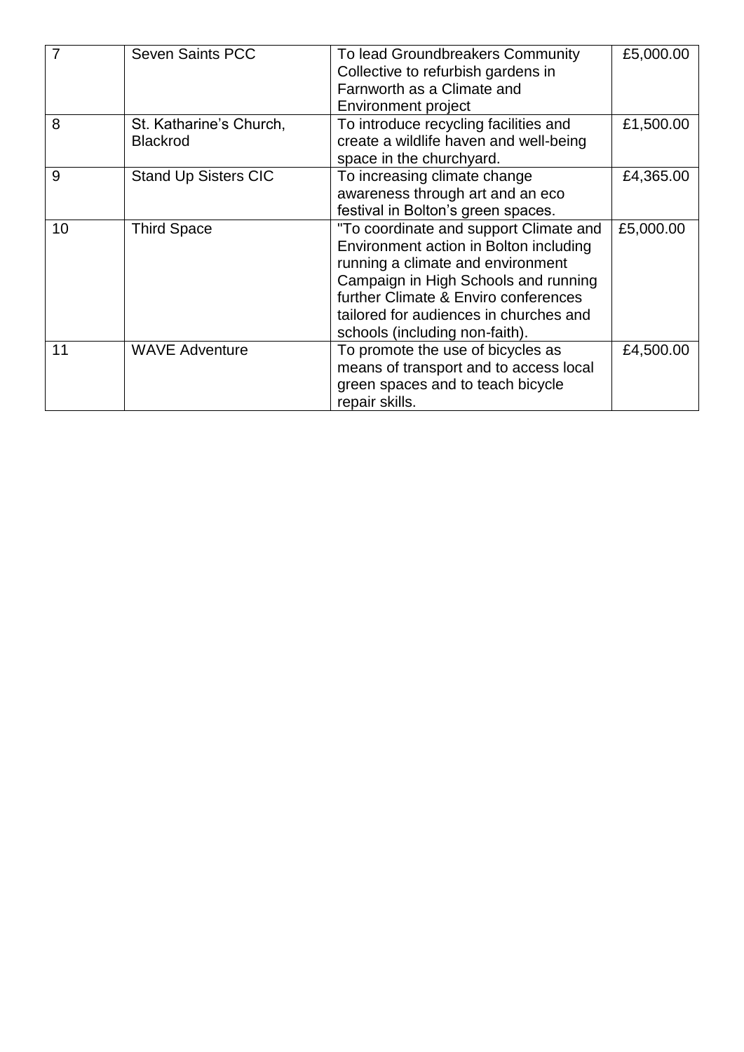| | | | |
|---|---|---|---|
| 7 | Seven Saints PCC | To lead Groundbreakers Community Collective to refurbish gardens in Farnworth as a Climate and Environment project | £5,000.00 |
| 8 | St. Katharine's Church, Blackrod | To introduce recycling facilities and create a wildlife haven and well-being space in the churchyard. | £1,500.00 |
| 9 | Stand Up Sisters CIC | To increasing climate change awareness through art and an eco festival in Bolton's green spaces. | £4,365.00 |
| 10 | Third Space | "To coordinate and support Climate and Environment action in Bolton including running a climate and environment Campaign in High Schools and running further Climate & Enviro conferences tailored for audiences in churches and schools (including non-faith). | £5,000.00 |
| 11 | WAVE Adventure | To promote the use of bicycles as means of transport and to access local green spaces and to teach bicycle repair skills. | £4,500.00 |